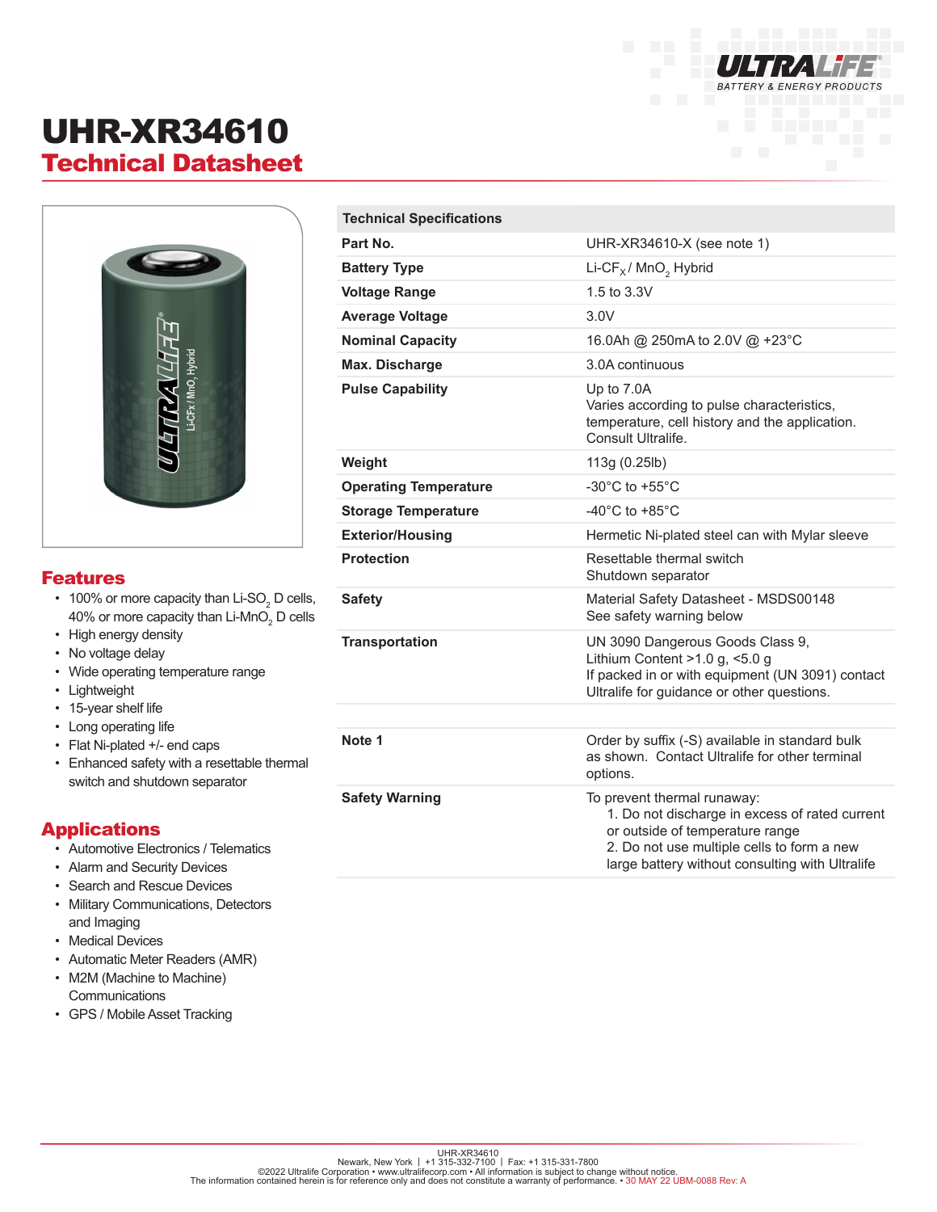# UHR-XR34610

## Technical Datasheet

## Features

- 100% or more capacity than Li-$SO_2$ D cells, 40% or more capacity than Li-$MnO_2$ D cells
- High energy density
- No voltage delay
- Wide operating temperature range
- Lightweight
- 15-year shelf life
- Long operating life
- Flat Ni-plated +/- end caps
- Enhanced safety with a resettable thermal switch and shutdown separator

## Applications

- Automotive Electronics / Telematics
- Alarm and Security Devices
- Search and Rescue Devices
- Military Communications, Detectors and Imaging
- Medical Devices
- Automatic Meter Readers (AMR)
- M2M (Machine to Machine) Communications
- GPS / Mobile Asset Tracking

| Technical Specifications | |
|---|---|
| **Part No.** | UHR-XR34610-X (see note 1) |
| **Battery Type** | Li-$CF_X$ / $MnO_2$ Hybrid |
| **Voltage Range** | 1.5 to 3.3V |
| **Average Voltage** | 3.0V |
| **Nominal Capacity** | 16.0Ah @ 250mA to 2.0V @ +23°C |
| **Max. Discharge** | 3.0A continuous |
| **Pulse Capability** | Up to 7.0A<br>Varies according to pulse characteristics, temperature, cell history and the application. Consult Ultralife. |
| **Weight** | 113g (0.25lb) |
| **Operating Temperature** | -30°C to +55°C |
| **Storage Temperature** | -40°C to +85°C |
| **Exterior/Housing** | Hermetic Ni-plated steel can with Mylar sleeve |
| **Protection** | Resettable thermal switch<br>Shutdown separator |
| **Safety** | Material Safety Datasheet - MSDS00148<br>See safety warning below |
| **Transportation** | UN 3090 Dangerous Goods Class 9, Lithium Content >1.0 g, <5.0 g<br>If packed in or with equipment (UN 3091) contact Ultralife for guidance or other questions. |
| | |
| **Note 1** | Order by suffix (-S) available in standard bulk as shown. Contact Ultralife for other terminal options. |
| **Safety Warning** | To prevent thermal runaway:<br>1. Do not discharge in excess of rated current or outside of temperature range<br>2. Do not use multiple cells to form a new large battery without consulting with Ultralife |

UHR-XR34610
Newark, New York | +1 315-332-7100 | Fax: +1 315-331-7800
©2022 Ultralife Corporation • www.ultralifecorp.com • All information is subject to change without notice.
The information contained herein is for reference only and does not constitute a warranty of performance. • 30 MAY 22 UBM-0088 Rev: A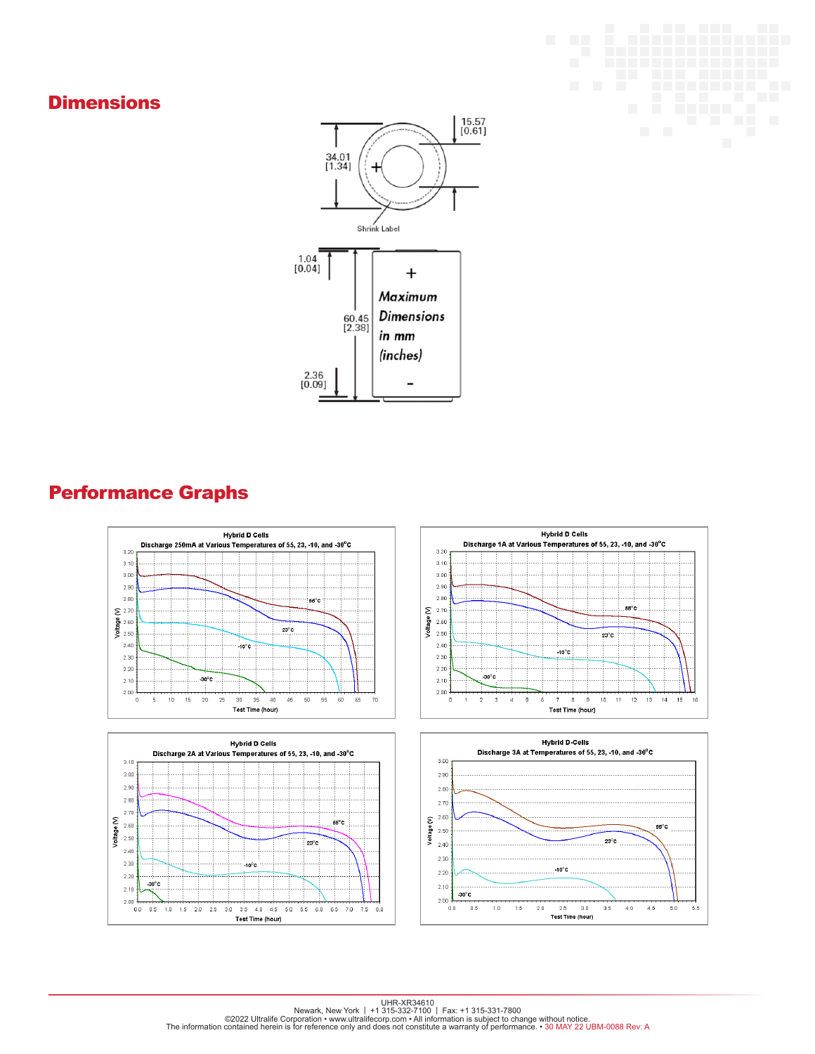## Dimensions

15.57
[0.61]

34.01
[1.34]

Shrink Label

1.04
[0.04]

60.45
[2.38]

2.36
[0.09]

+

*Maximum Dimensions in mm (inches)*

-

## Performance Graphs

Hybrid D Cells
Discharge 250mA at Various Temperatures of 55, 23, -10, and -30°C

Voltage (V)
3.20 3.10 3.00 2.90 2.80 2.70 2.60 2.50 2.40 2.30 2.20 2.10 2.00

Test Time (hour)
0 5 10 15 20 25 30 35 40 45 50 55 60 65 70

55°C
23°C
-10°C
-30°C

Hybrid D Cells
Discharge 1A at Various Temperatures of 55, 23, -10, and -30°C

Voltage (V)
3.20 3.10 3.00 2.90 2.80 2.70 2.60 2.50 2.40 2.30 2.20 2.10 2.00

Test Time (hour)
0 1 2 3 4 5 6 7 8 9 10 11 12 13 14 15 16

55°C
23°C
-10°C
-30°C

Hybrid D Cells
Discharge 2A at Various Temperatures of 55, 23, -10, and -30°C

Voltage (V)
3.10 3.00 2.90 2.80 2.70 2.60 2.50 2.40 2.30 2.20 2.10 2.00

Test Time (hour)
0.0 0.5 1.0 1.5 2.0 2.5 3.0 3.5 4.0 4.5 5.0 5.5 6.0 6.5 7.0 7.5 8.0

55°C
23°C
-10°C
-30°C

Hybrid D-Cells
Discharge 3A at Temperatures of 55, 23, -10, and -30°C

Voltage (V)
3.00 2.90 2.80 2.70 2.60 2.50 2.40 2.30 2.20 2.10 2.00

Test Time (hour)
0.0 0.5 1.0 1.5 2.0 2.5 3.0 3.5 4.0 4.5 5.0 5.5

55°C
23°C
-10°C
-30°C

UHR-XR34610
Newark, New York | +1 315-332-7100 | Fax: +1 315-331-7800
©2022 Ultralife Corporation • www.ultralifecorp.com • All information is subject to change without notice.
The information contained herein is for reference only and does not constitute a warranty of performance. • 30 MAY 22 UBM-0088 Rev: A